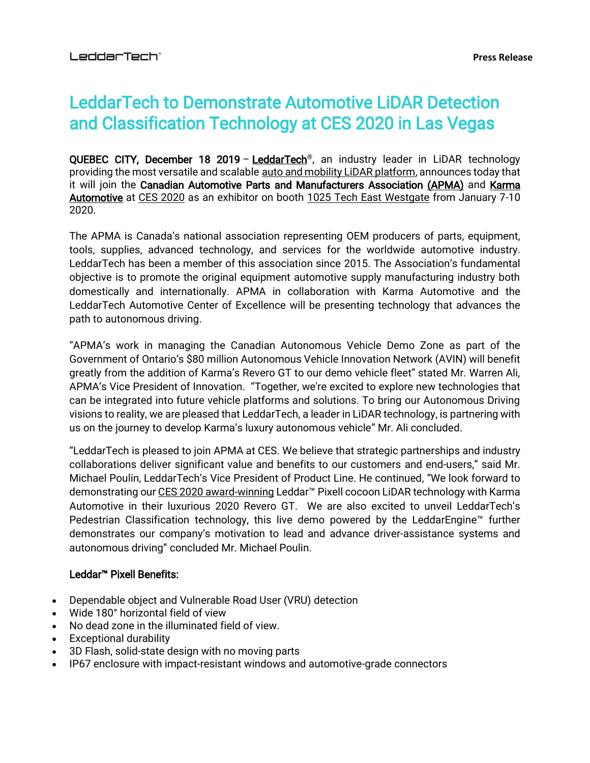LeddarTech®

**Press Release**

# LeddarTech to Demonstrate Automotive LiDAR Detection and Classification Technology at CES 2020 in Las Vegas

**QUEBEC CITY, December 18 2019** – **LeddarTech**®, an industry leader in LiDAR technology providing the most versatile and scalable auto and mobility LiDAR platform, announces today that it will join the **Canadian Automotive Parts and Manufacturers Association (APMA)** and **Karma Automotive** at CES 2020 as an exhibitor on booth 1025 Tech East Westgate from January 7-10 2020.

The APMA is Canada's national association representing OEM producers of parts, equipment, tools, supplies, advanced technology, and services for the worldwide automotive industry. LeddarTech has been a member of this association since 2015. The Association's fundamental objective is to promote the original equipment automotive supply manufacturing industry both domestically and internationally. APMA in collaboration with Karma Automotive and the LeddarTech Automotive Center of Excellence will be presenting technology that advances the path to autonomous driving.

"APMA's work in managing the Canadian Autonomous Vehicle Demo Zone as part of the Government of Ontario's $80 million Autonomous Vehicle Innovation Network (AVIN) will benefit greatly from the addition of Karma's Revero GT to our demo vehicle fleet" stated Mr. Warren Ali, APMA's Vice President of Innovation. "Together, we're excited to explore new technologies that can be integrated into future vehicle platforms and solutions. To bring our Autonomous Driving visions to reality, we are pleased that LeddarTech, a leader in LiDAR technology, is partnering with us on the journey to develop Karma's luxury autonomous vehicle" Mr. Ali concluded.

"LeddarTech is pleased to join APMA at CES. We believe that strategic partnerships and industry collaborations deliver significant value and benefits to our customers and end-users," said Mr. Michael Poulin, LeddarTech's Vice President of Product Line. He continued, "We look forward to demonstrating our CES 2020 award-winning Leddar™ Pixell cocoon LiDAR technology with Karma Automotive in their luxurious 2020 Revero GT. We are also excited to unveil LeddarTech's Pedestrian Classification technology, this live demo powered by the LeddarEngine™ further demonstrates our company's motivation to lead and advance driver-assistance systems and autonomous driving" concluded Mr. Michael Poulin.

**Leddar™ Pixell Benefits:**

- Dependable object and Vulnerable Road User (VRU) detection
- Wide 180° horizontal field of view
- No dead zone in the illuminated field of view.
- Exceptional durability
- 3D Flash, solid-state design with no moving parts
- IP67 enclosure with impact-resistant windows and automotive-grade connectors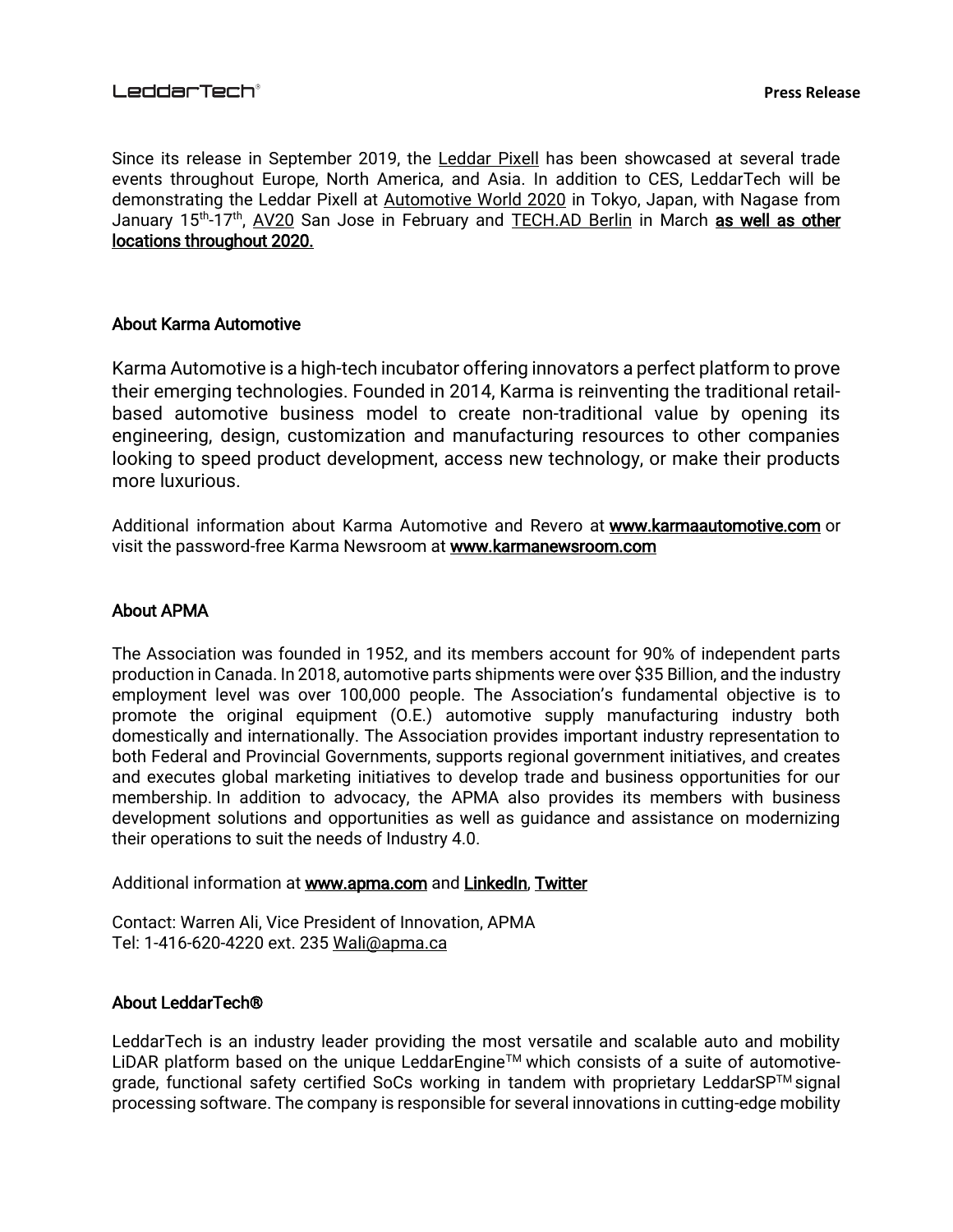Since its release in September 2019, the Leddar Pixell has been showcased at several trade events throughout Europe, North America, and Asia. In addition to CES, LeddarTech will be demonstrating the Leddar Pixell at Automotive World 2020 in Tokyo, Japan, with Nagase from January 15th-17th, AV20 San Jose in February and TECH.AD Berlin in March **as well as other locations throughout 2020.**

## About Karma Automotive

Karma Automotive is a high-tech incubator offering innovators a perfect platform to prove their emerging technologies. Founded in 2014, Karma is reinventing the traditional retail-based automotive business model to create non-traditional value by opening its engineering, design, customization and manufacturing resources to other companies looking to speed product development, access new technology, or make their products more luxurious.

Additional information about Karma Automotive and Revero at **www.karmaautomotive.com** or visit the password-free Karma Newsroom at **www.karmanewsroom.com**

## About APMA

The Association was founded in 1952, and its members account for 90% of independent parts production in Canada. In 2018, automotive parts shipments were over $35 Billion, and the industry employment level was over 100,000 people. The Association's fundamental objective is to promote the original equipment (O.E.) automotive supply manufacturing industry both domestically and internationally. The Association provides important industry representation to both Federal and Provincial Governments, supports regional government initiatives, and creates and executes global marketing initiatives to develop trade and business opportunities for our membership. In addition to advocacy, the APMA also provides its members with business development solutions and opportunities as well as guidance and assistance on modernizing their operations to suit the needs of Industry 4.0.

Additional information at **www.apma.com** and **LinkedIn**, **Twitter**

Contact: Warren Ali, Vice President of Innovation, APMA
Tel: 1-416-620-4220 ext. 235 Wali@apma.ca

## About LeddarTech®

LeddarTech is an industry leader providing the most versatile and scalable auto and mobility LiDAR platform based on the unique LeddarEngine™ which consists of a suite of automotive-grade, functional safety certified SoCs working in tandem with proprietary LeddarSP™ signal processing software. The company is responsible for several innovations in cutting-edge mobility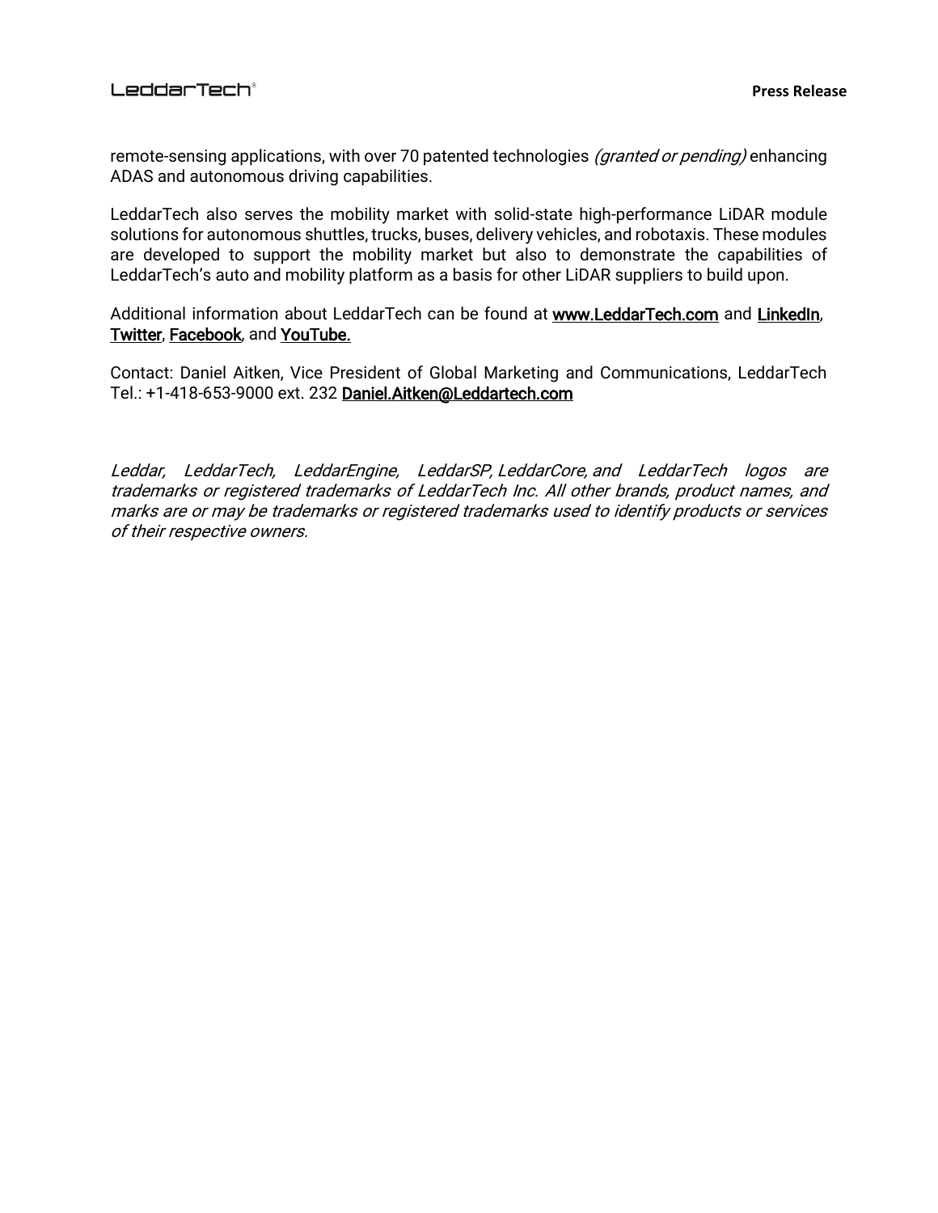remote-sensing applications, with over 70 patented technologies *(granted or pending)* enhancing ADAS and autonomous driving capabilities.

LeddarTech also serves the mobility market with solid-state high-performance LiDAR module solutions for autonomous shuttles, trucks, buses, delivery vehicles, and robotaxis. These modules are developed to support the mobility market but also to demonstrate the capabilities of LeddarTech's auto and mobility platform as a basis for other LiDAR suppliers to build upon.

Additional information about LeddarTech can be found at www.LeddarTech.com and LinkedIn, Twitter, Facebook, and YouTube.

Contact: Daniel Aitken, Vice President of Global Marketing and Communications, LeddarTech
Tel.: +1-418-653-9000 ext. 232 Daniel.Aitken@Leddartech.com

*Leddar, LeddarTech, LeddarEngine, LeddarSP, LeddarCore, and LeddarTech logos are trademarks or registered trademarks of LeddarTech Inc. All other brands, product names, and marks are or may be trademarks or registered trademarks used to identify products or services of their respective owners.*